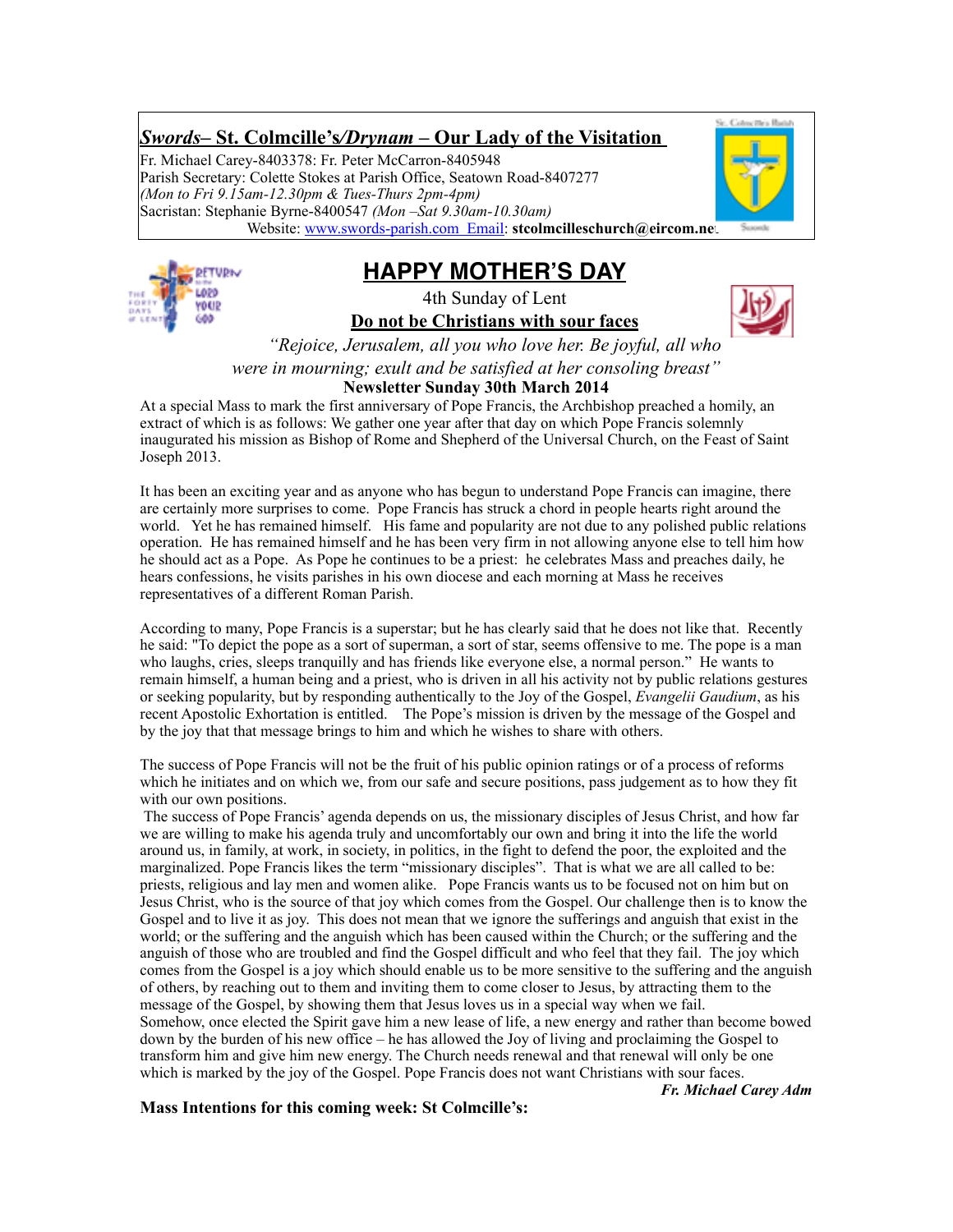***Swords*– St. Colmcille's/*Drynam* – Our Lady of the Visitation**

Fr. Michael Carey-8403378: Fr. Peter McCarron-8405948
Parish Secretary: Colette Stokes at Parish Office, Seatown Road-8407277
*(Mon to Fri 9.15am-12.30pm & Tues-Thurs 2pm-4pm)*
Sacristan: Stephanie Byrne-8400547 *(Mon –Sat 9.30am-10.30am)*
Website: www.swords-parish.com Email: **stcolmcilleschurch@eircom.net**

# HAPPY MOTHER'S DAY

4th Sunday of Lent

**Do not be Christians with sour faces**

*"Rejoice, Jerusalem, all you who love her. Be joyful, all who were in mourning; exult and be satisfied at her consoling breast"*

**Newsletter Sunday 30th March 2014**

At a special Mass to mark the first anniversary of Pope Francis, the Archbishop preached a homily, an extract of which is as follows: We gather one year after that day on which Pope Francis solemnly inaugurated his mission as Bishop of Rome and Shepherd of the Universal Church, on the Feast of Saint Joseph 2013.

It has been an exciting year and as anyone who has begun to understand Pope Francis can imagine, there are certainly more surprises to come. Pope Francis has struck a chord in people hearts right around the world. Yet he has remained himself. His fame and popularity are not due to any polished public relations operation. He has remained himself and he has been very firm in not allowing anyone else to tell him how he should act as a Pope. As Pope he continues to be a priest: he celebrates Mass and preaches daily, he hears confessions, he visits parishes in his own diocese and each morning at Mass he receives representatives of a different Roman Parish.

According to many, Pope Francis is a superstar; but he has clearly said that he does not like that. Recently he said: "To depict the pope as a sort of superman, a sort of star, seems offensive to me. The pope is a man who laughs, cries, sleeps tranquilly and has friends like everyone else, a normal person." He wants to remain himself, a human being and a priest, who is driven in all his activity not by public relations gestures or seeking popularity, but by responding authentically to the Joy of the Gospel, *Evangelii Gaudium*, as his recent Apostolic Exhortation is entitled. The Pope's mission is driven by the message of the Gospel and by the joy that that message brings to him and which he wishes to share with others.

The success of Pope Francis will not be the fruit of his public opinion ratings or of a process of reforms which he initiates and on which we, from our safe and secure positions, pass judgement as to how they fit with our own positions.

The success of Pope Francis' agenda depends on us, the missionary disciples of Jesus Christ, and how far we are willing to make his agenda truly and uncomfortably our own and bring it into the life the world around us, in family, at work, in society, in politics, in the fight to defend the poor, the exploited and the marginalized. Pope Francis likes the term "missionary disciples". That is what we are all called to be: priests, religious and lay men and women alike. Pope Francis wants us to be focused not on him but on Jesus Christ, who is the source of that joy which comes from the Gospel. Our challenge then is to know the Gospel and to live it as joy. This does not mean that we ignore the sufferings and anguish that exist in the world; or the suffering and the anguish which has been caused within the Church; or the suffering and the anguish of those who are troubled and find the Gospel difficult and who feel that they fail. The joy which comes from the Gospel is a joy which should enable us to be more sensitive to the suffering and the anguish of others, by reaching out to them and inviting them to come closer to Jesus, by attracting them to the message of the Gospel, by showing them that Jesus loves us in a special way when we fail.
Somehow, once elected the Spirit gave him a new lease of life, a new energy and rather than become bowed down by the burden of his new office – he has allowed the Joy of living and proclaiming the Gospel to transform him and give him new energy. The Church needs renewal and that renewal will only be one which is marked by the joy of the Gospel. Pope Francis does not want Christians with sour faces.

***Fr. Michael Carey Adm***

**Mass Intentions for this coming week: St Colmcille's:**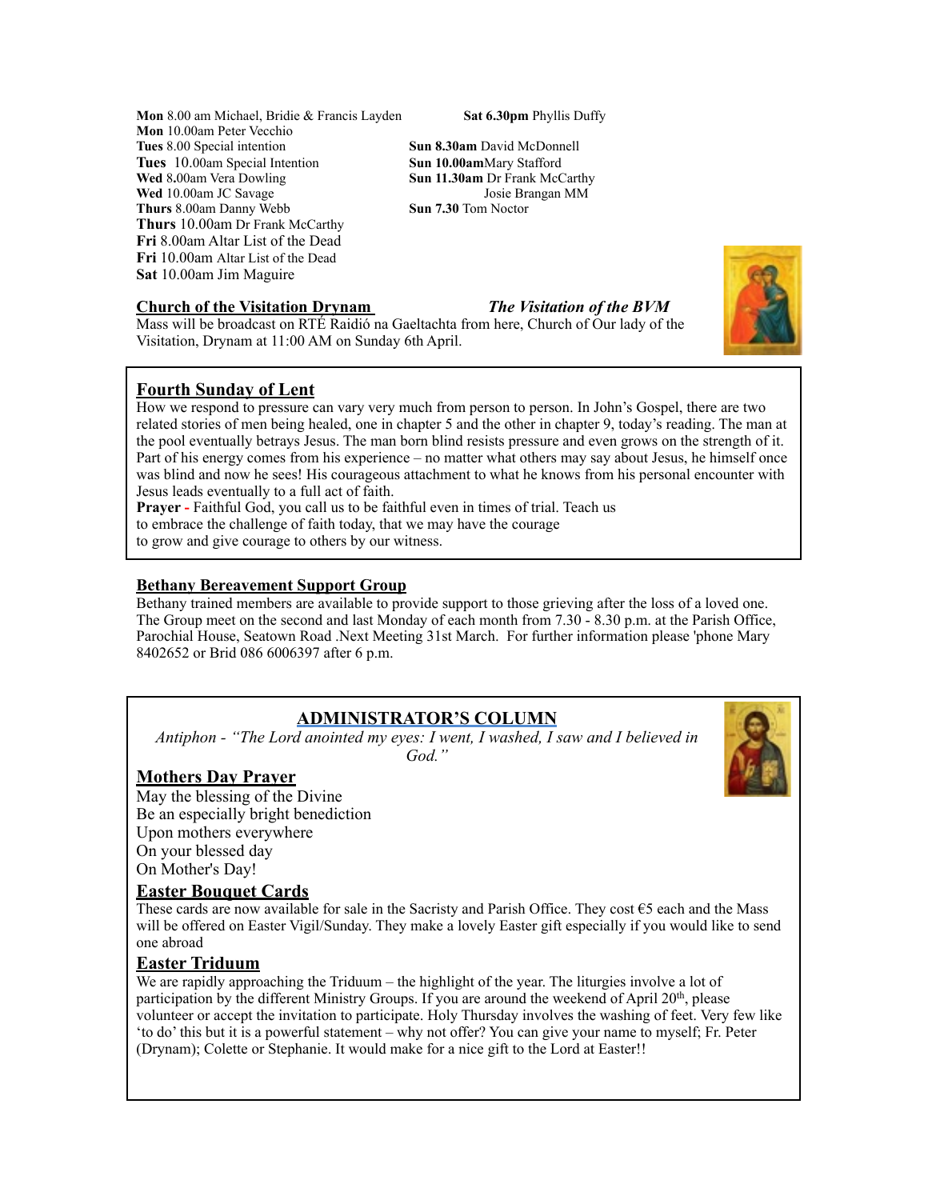**Mon** 8.00 am Michael, Bridie & Francis Layden
**Mon** 10.00am Peter Vecchio
**Tues** 8.00 Special intention
**Tues** 10.00am Special Intention
**Wed** 8.00am Vera Dowling
**Wed** 10.00am JC Savage
**Thurs** 8.00am Danny Webb
**Thurs** 10.00am Dr Frank McCarthy
**Fri** 8.00am Altar List of the Dead
**Fri** 10.00am Altar List of the Dead
**Sat** 10.00am Jim Maguire

**Sat 6.30pm** Phyllis Duffy

**Sun 8.30am** David McDonnell
**Sun 10.00am** Mary Stafford
**Sun 11.30am** Dr Frank McCarthy
Josie Brangan MM
**Sun 7.30** Tom Noctor

## Church of the Visitation Drynam

***The Visitation of the BVM***

Mass will be broadcast on RTÉ Raidió na Gaeltachta from here, Church of Our lady of the Visitation, Drynam at 11:00 AM on Sunday 6th April.

## Fourth Sunday of Lent

How we respond to pressure can vary very much from person to person. In John's Gospel, there are two related stories of men being healed, one in chapter 5 and the other in chapter 9, today's reading. The man at the pool eventually betrays Jesus. The man born blind resists pressure and even grows on the strength of it. Part of his energy comes from his experience – no matter what others may say about Jesus, he himself once was blind and now he sees! His courageous attachment to what he knows from his personal encounter with Jesus leads eventually to a full act of faith.

**Prayer -** Faithful God, you call us to be faithful even in times of trial. Teach us to embrace the challenge of faith today, that we may have the courage to grow and give courage to others by our witness.

## Bethany Bereavement Support Group

Bethany trained members are available to provide support to those grieving after the loss of a loved one. The Group meet on the second and last Monday of each month from 7.30 - 8.30 p.m. at the Parish Office, Parochial House, Seatown Road .Next Meeting 31st March. For further information please 'phone Mary 8402652 or Brid 086 6006397 after 6 p.m.

## ADMINISTRATOR'S COLUMN

*Antiphon - "The Lord anointed my eyes: I went, I washed, I saw and I believed in God."*

### Mothers Day Prayer

May the blessing of the Divine
Be an especially bright benediction
Upon mothers everywhere
On your blessed day
On Mother's Day!

### Easter Bouquet Cards

These cards are now available for sale in the Sacristy and Parish Office. They cost €5 each and the Mass will be offered on Easter Vigil/Sunday. They make a lovely Easter gift especially if you would like to send one abroad

### Easter Triduum

We are rapidly approaching the Triduum – the highlight of the year. The liturgies involve a lot of participation by the different Ministry Groups. If you are around the weekend of April 20th, please volunteer or accept the invitation to participate. Holy Thursday involves the washing of feet. Very few like 'to do' this but it is a powerful statement – why not offer? You can give your name to myself; Fr. Peter (Drynam); Colette or Stephanie. It would make for a nice gift to the Lord at Easter!!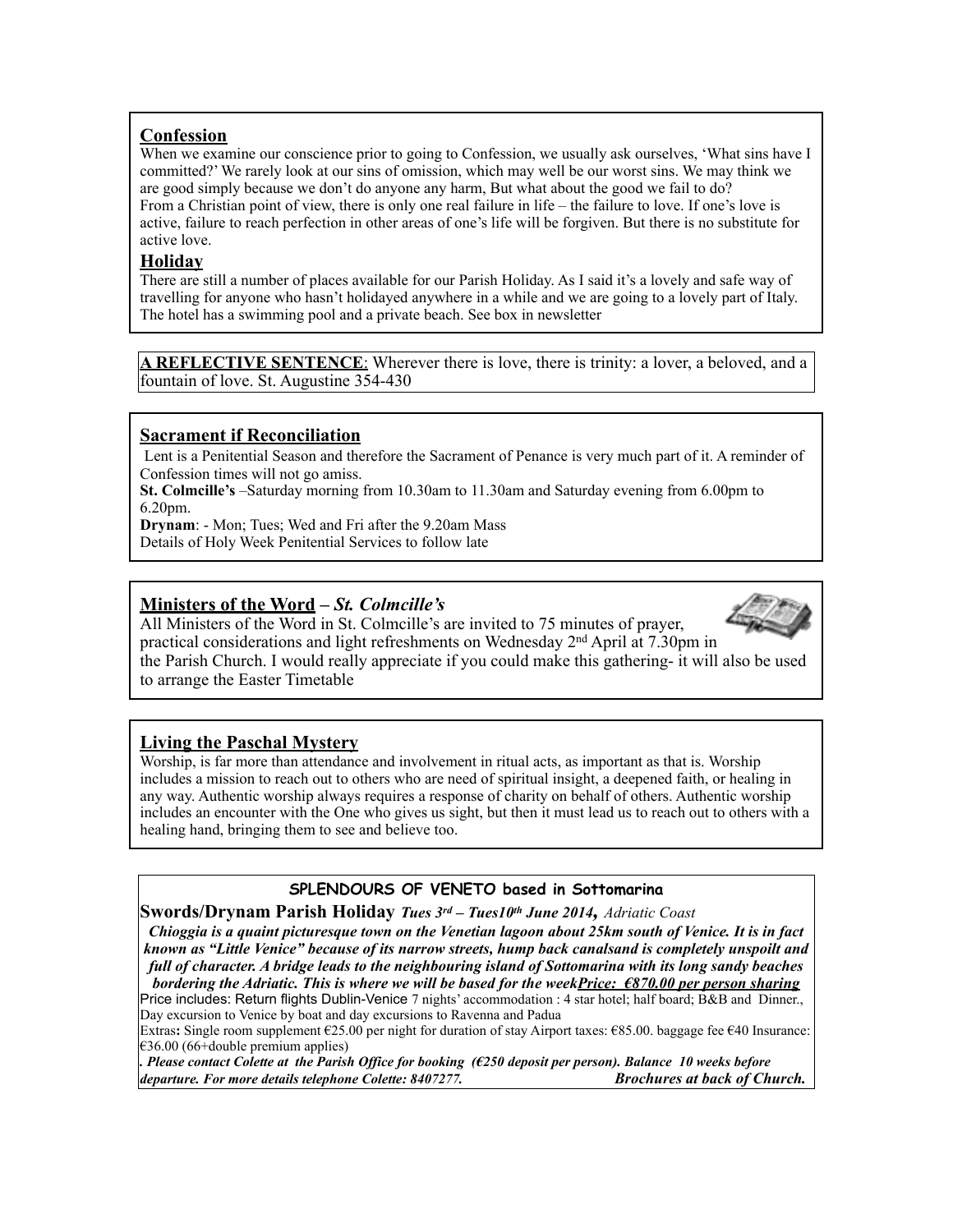## Confession

When we examine our conscience prior to going to Confession, we usually ask ourselves, 'What sins have I committed?' We rarely look at our sins of omission, which may well be our worst sins. We may think we are good simply because we don't do anyone any harm, But what about the good we fail to do?
From a Christian point of view, there is only one real failure in life – the failure to love. If one's love is active, failure to reach perfection in other areas of one's life will be forgiven. But there is no substitute for active love.

## Holiday

There are still a number of places available for our Parish Holiday. As I said it's a lovely and safe way of travelling for anyone who hasn't holidayed anywhere in a while and we are going to a lovely part of Italy. The hotel has a swimming pool and a private beach. See box in newsletter

**A REFLECTIVE SENTENCE**: Wherever there is love, there is trinity: a lover, a beloved, and a fountain of love. St. Augustine 354-430

## Sacrament if Reconciliation

Lent is a Penitential Season and therefore the Sacrament of Penance is very much part of it. A reminder of Confession times will not go amiss.
**St. Colmcille's** –Saturday morning from 10.30am to 11.30am and Saturday evening from 6.00pm to 6.20pm.
**Drynam**: - Mon; Tues; Wed and Fri after the 9.20am Mass
Details of Holy Week Penitential Services to follow late

## Ministers of the Word – *St. Colmcille's*

All Ministers of the Word in St. Colmcille's are invited to 75 minutes of prayer, practical considerations and light refreshments on Wednesday 2nd April at 7.30pm in the Parish Church. I would really appreciate if you could make this gathering- it will also be used to arrange the Easter Timetable

## Living the Paschal Mystery

Worship, is far more than attendance and involvement in ritual acts, as important as that is. Worship includes a mission to reach out to others who are need of spiritual insight, a deepened faith, or healing in any way. Authentic worship always requires a response of charity on behalf of others. Authentic worship includes an encounter with the One who gives us sight, but then it must lead us to reach out to others with a healing hand, bringing them to see and believe too.

**SPLENDOURS OF VENETO based in Sottomarina**

**Swords/Drynam Parish Holiday** ***Tues 3rd – Tues10th June 2014,*** *Adriatic Coast*

***Chioggia is a quaint picturesque town on the Venetian lagoon about 25km south of Venice. It is in fact known as "Little Venice" because of its narrow streets, hump back canalsand is completely unspoilt and full of character. A bridge leads to the neighbouring island of Sottomarina with its long sandy beaches bordering the Adriatic. This is where we will be based for the week<u>Price: €870.00 per person sharing</u>***

Price includes: Return flights Dublin-Venice 7 nights' accommodation : 4 star hotel; half board; B&B and Dinner., Day excursion to Venice by boat and day excursions to Ravenna and Padua

Extras**:** Single room supplement €25.00 per night for duration of stay Airport taxes: €85.00. baggage fee €40 Insurance: €36.00 (66+double premium applies)

***. Please contact Colette at the Parish Office for booking (€250 deposit per person). Balance 10 weeks before departure. For more details telephone Colette: 8407277. Brochures at back of Church.***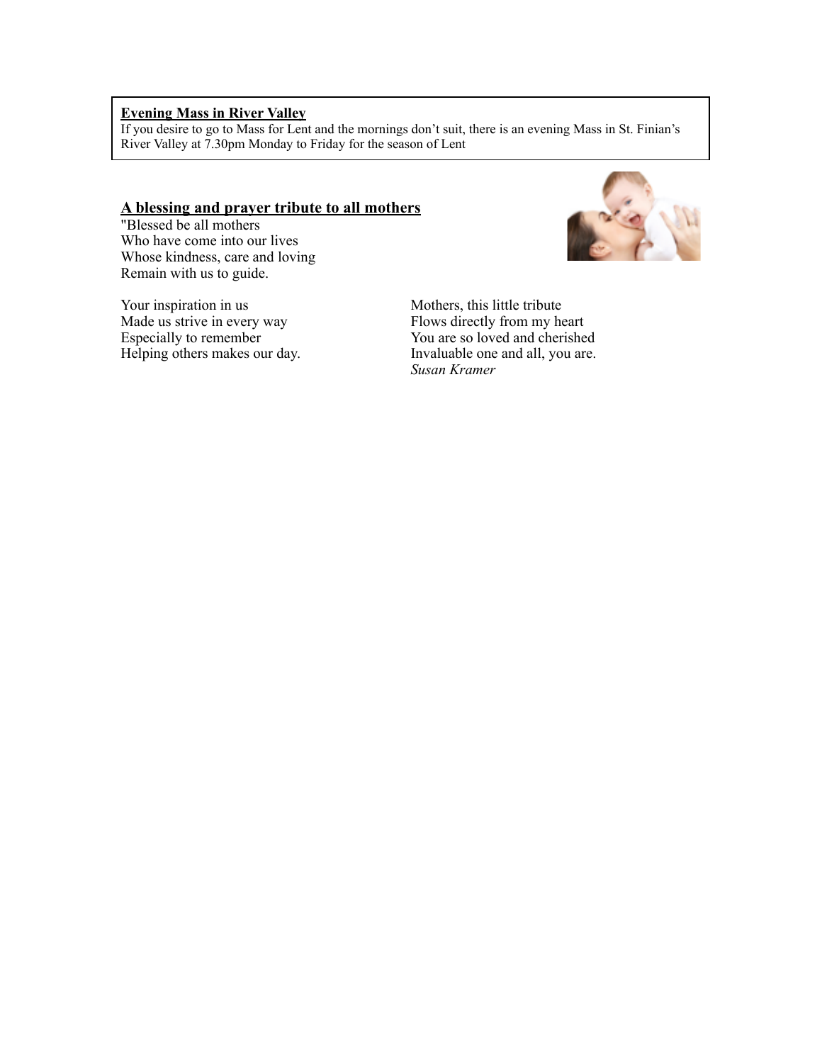**Evening Mass in River Valley**

If you desire to go to Mass for Lent and the mornings don't suit, there is an evening Mass in St. Finian's River Valley at 7.30pm Monday to Friday for the season of Lent

**A blessing and prayer tribute to all mothers**

"Blessed be all mothers
Who have come into our lives
Whose kindness, care and loving
Remain with us to guide.

Your inspiration in us
Made us strive in every way
Especially to remember
Helping others makes our day.

Mothers, this little tribute
Flows directly from my heart
You are so loved and cherished
Invaluable one and all, you are.

*Susan Kramer*